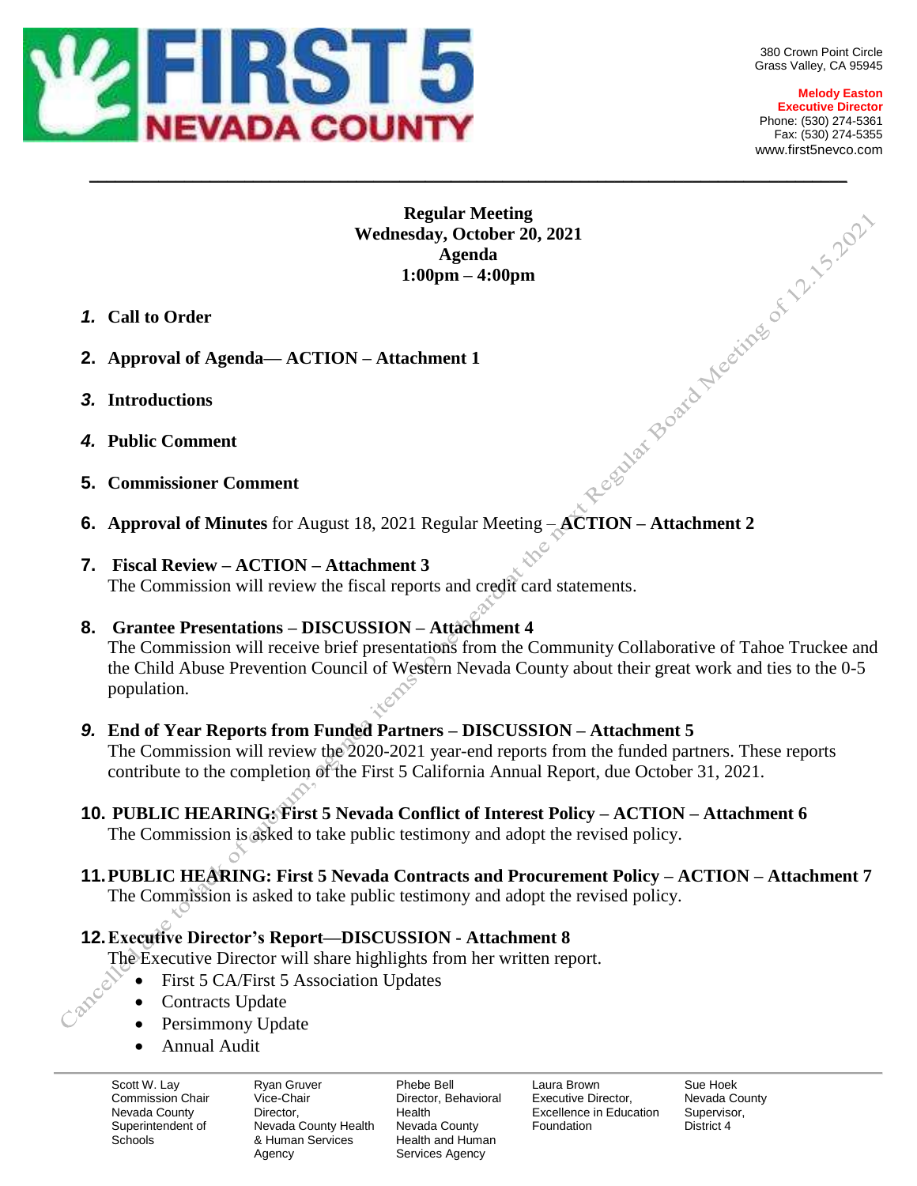# FIRST 5 NEVADA COUNTY

380 Crown Point Circle
Grass Valley, CA 95945

**Melody Easton**
**Executive Director**
Phone: (530) 274-5361
Fax: (530) 274-5355
www.first5nevco.com

---

**Regular Meeting**
**Wednesday, October 20, 2021**
**Agenda**
**1:00pm – 4:00pm**

Cancelled due to lack of quorum, agenda items to be heard at the next Regular Board Meeting of 12.15.2021

1. **Call to Order**

2. **Approval of Agenda— ACTION – Attachment 1**

3. **Introductions**

4. **Public Comment**

5. **Commissioner Comment**

6. **Approval of Minutes** for August 18, 2021 Regular Meeting – **ACTION – Attachment 2**

7. **Fiscal Review – ACTION – Attachment 3**
   The Commission will review the fiscal reports and credit card statements.

8. **Grantee Presentations – DISCUSSION – Attachment 4**
   The Commission will receive brief presentations from the Community Collaborative of Tahoe Truckee and the Child Abuse Prevention Council of Western Nevada County about their great work and ties to the 0-5 population.

9. **End of Year Reports from Funded Partners – DISCUSSION – Attachment 5**
   The Commission will review the 2020-2021 year-end reports from the funded partners. These reports contribute to the completion of the First 5 California Annual Report, due October 31, 2021.

10. **PUBLIC HEARING: First 5 Nevada Conflict of Interest Policy – ACTION – Attachment 6**
    The Commission is asked to take public testimony and adopt the revised policy.

11. **PUBLIC HEARING: First 5 Nevada Contracts and Procurement Policy – ACTION – Attachment 7**
    The Commission is asked to take public testimony and adopt the revised policy.

12. **Executive Director's Report—DISCUSSION - Attachment 8**
    The Executive Director will share highlights from her written report.
    - First 5 CA/First 5 Association Updates
    - Contracts Update
    - Persimmony Update
    - Annual Audit

---

| Scott W. Lay | Ryan Gruver | Phebe Bell | Laura Brown | Sue Hoek |
|---|---|---|---|---|
| Commission Chair<br>Nevada County Superintendent of Schools | Vice-Chair<br>Director, Nevada County Health & Human Services Agency | Director, Behavioral Health<br>Nevada County Health and Human Services Agency | Executive Director, Excellence in Education Foundation | Nevada County Supervisor, District 4 |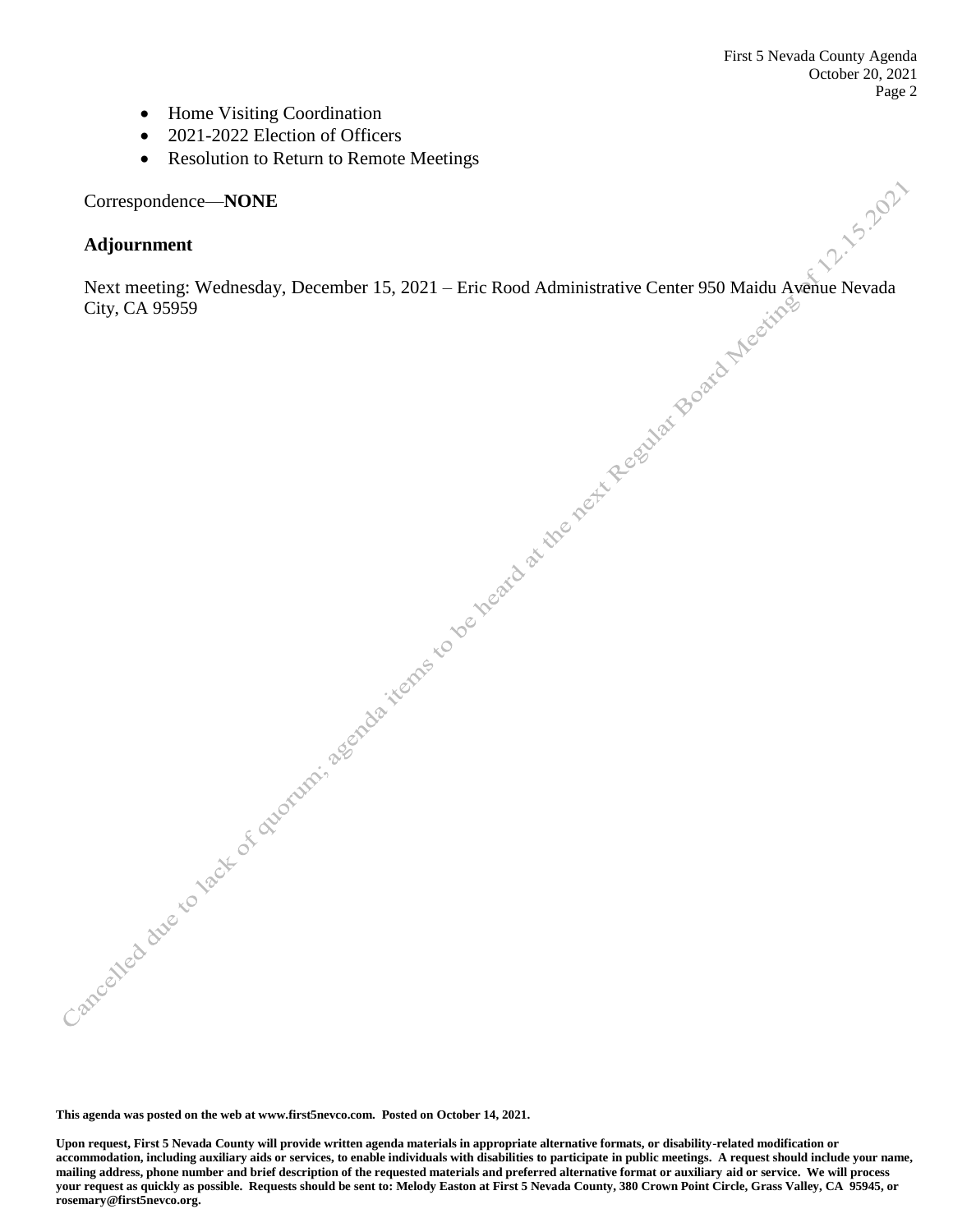- Home Visiting Coordination
- 2021-2022 Election of Officers
- Resolution to Return to Remote Meetings

Correspondence—**NONE**

**Adjournment**

Next meeting: Wednesday, December 15, 2021 – Eric Rood Administrative Center 950 Maidu Avenue Nevada City, CA 95959

Cancelled due to lack of quorum; agenda items to be heard at the next Regular Board Meeting of 12.15.2021

**This agenda was posted on the web at www.first5nevco.com. Posted on October 14, 2021.**

**Upon request, First 5 Nevada County will provide written agenda materials in appropriate alternative formats, or disability-related modification or accommodation, including auxiliary aids or services, to enable individuals with disabilities to participate in public meetings. A request should include your name, mailing address, phone number and brief description of the requested materials and preferred alternative format or auxiliary aid or service. We will process your request as quickly as possible. Requests should be sent to: Melody Easton at First 5 Nevada County, 380 Crown Point Circle, Grass Valley, CA 95945, or rosemary@first5nevco.org.**